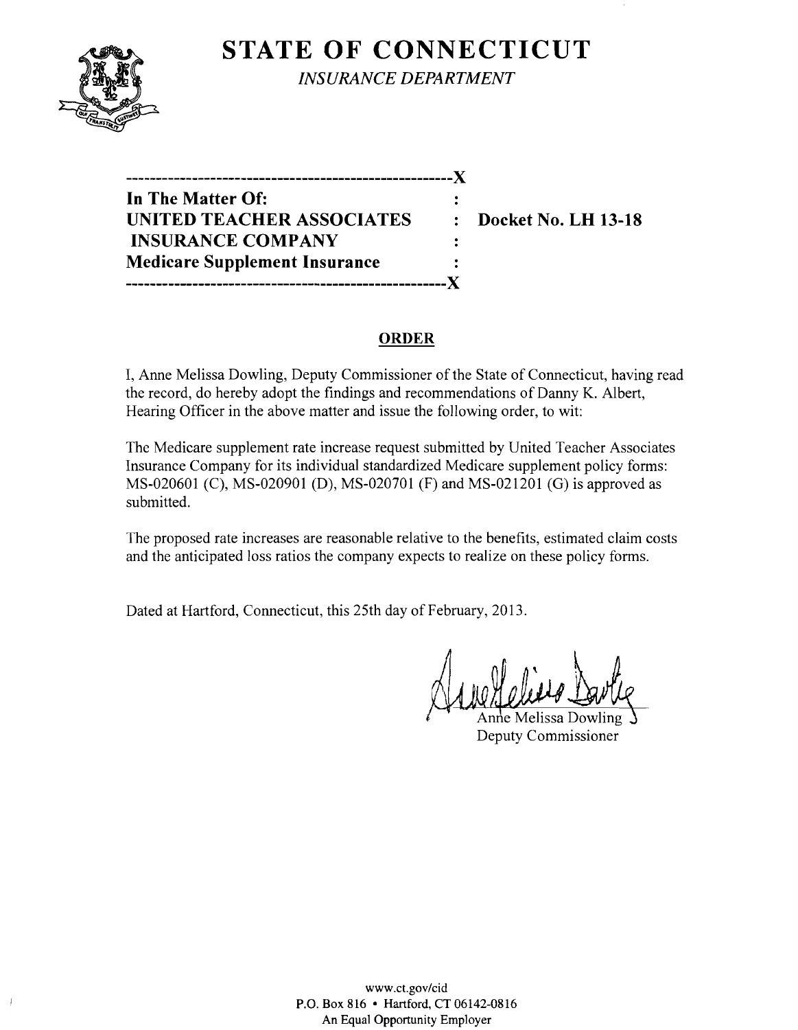# STATE OF CONNECTICUT

*INSURANCE DEPARTMENT*

```
------------------------------------------------------X
In The Matter Of:                                     :
UNITED TEACHER ASSOCIATES                             :   Docket No. LH 13-18
 INSURANCE COMPANY                                    :
Medicare Supplement Insurance                         :
------------------------------------------------------X
```

## ORDER

I, Anne Melissa Dowling, Deputy Commissioner of the State of Connecticut, having read the record, do hereby adopt the findings and recommendations of Danny K. Albert, Hearing Officer in the above matter and issue the following order, to wit:

The Medicare supplement rate increase request submitted by United Teacher Associates Insurance Company for its individual standardized Medicare supplement policy forms: MS-020601 (C), MS-020901 (D), MS-020701 (F) and MS-021201 (G) is approved as submitted.

The proposed rate increases are reasonable relative to the benefits, estimated claim costs and the anticipated loss ratios the company expects to realize on these policy forms.

Dated at Hartford, Connecticut, this 25th day of February, 2013.

Anne Melissa Dowling
Deputy Commissioner

www.ct.gov/cid
P.O. Box 816 • Hartford, CT 06142-0816
An Equal Opportunity Employer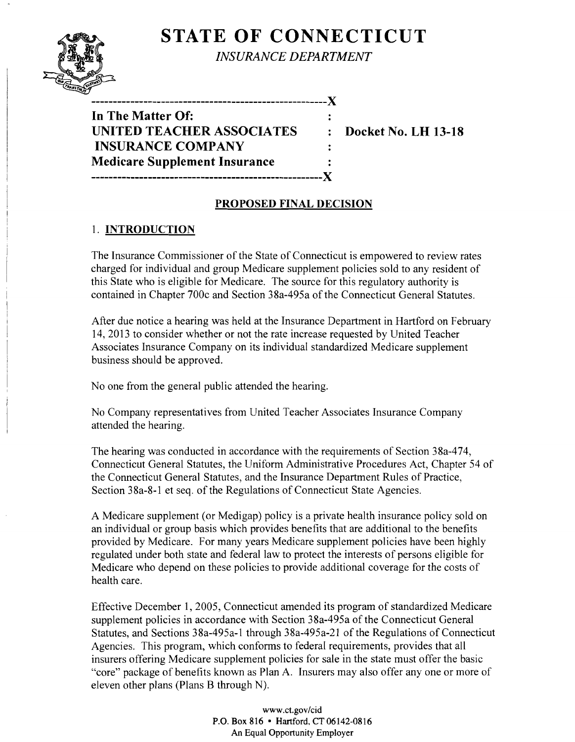# STATE OF CONNECTICUT

*INSURANCE DEPARTMENT*

| | | |
|---|---|---|
| **In The Matter Of:** | : | |
| **UNITED TEACHER ASSOCIATES** | : | **Docket No. LH 13-18** |
| **INSURANCE COMPANY** | : | |
| **Medicare Supplement Insurance** | : | |

## PROPOSED FINAL DECISION

### 1. INTRODUCTION

The Insurance Commissioner of the State of Connecticut is empowered to review rates charged for individual and group Medicare supplement policies sold to any resident of this State who is eligible for Medicare. The source for this regulatory authority is contained in Chapter 700c and Section 38a-495a of the Connecticut General Statutes.

After due notice a hearing was held at the Insurance Department in Hartford on February 14, 2013 to consider whether or not the rate increase requested by United Teacher Associates Insurance Company on its individual standardized Medicare supplement business should be approved.

No one from the general public attended the hearing.

No Company representatives from United Teacher Associates Insurance Company attended the hearing.

The hearing was conducted in accordance with the requirements of Section 38a-474, Connecticut General Statutes, the Uniform Administrative Procedures Act, Chapter 54 of the Connecticut General Statutes, and the Insurance Department Rules of Practice, Section 38a-8-1 et seq. of the Regulations of Connecticut State Agencies.

A Medicare supplement (or Medigap) policy is a private health insurance policy sold on an individual or group basis which provides benefits that are additional to the benefits provided by Medicare. For many years Medicare supplement policies have been highly regulated under both state and federal law to protect the interests of persons eligible for Medicare who depend on these policies to provide additional coverage for the costs of health care.

Effective December 1, 2005, Connecticut amended its program of standardized Medicare supplement policies in accordance with Section 38a-495a of the Connecticut General Statutes, and Sections 38a-495a-1 through 38a-495a-21 of the Regulations of Connecticut Agencies. This program, which conforms to federal requirements, provides that all insurers offering Medicare supplement policies for sale in the state must offer the basic "core" package of benefits known as Plan A. Insurers may also offer any one or more of eleven other plans (Plans B through N).

www.ct.gov/cid
P.O. Box 816 • Hartford, CT 06142-0816
An Equal Opportunity Employer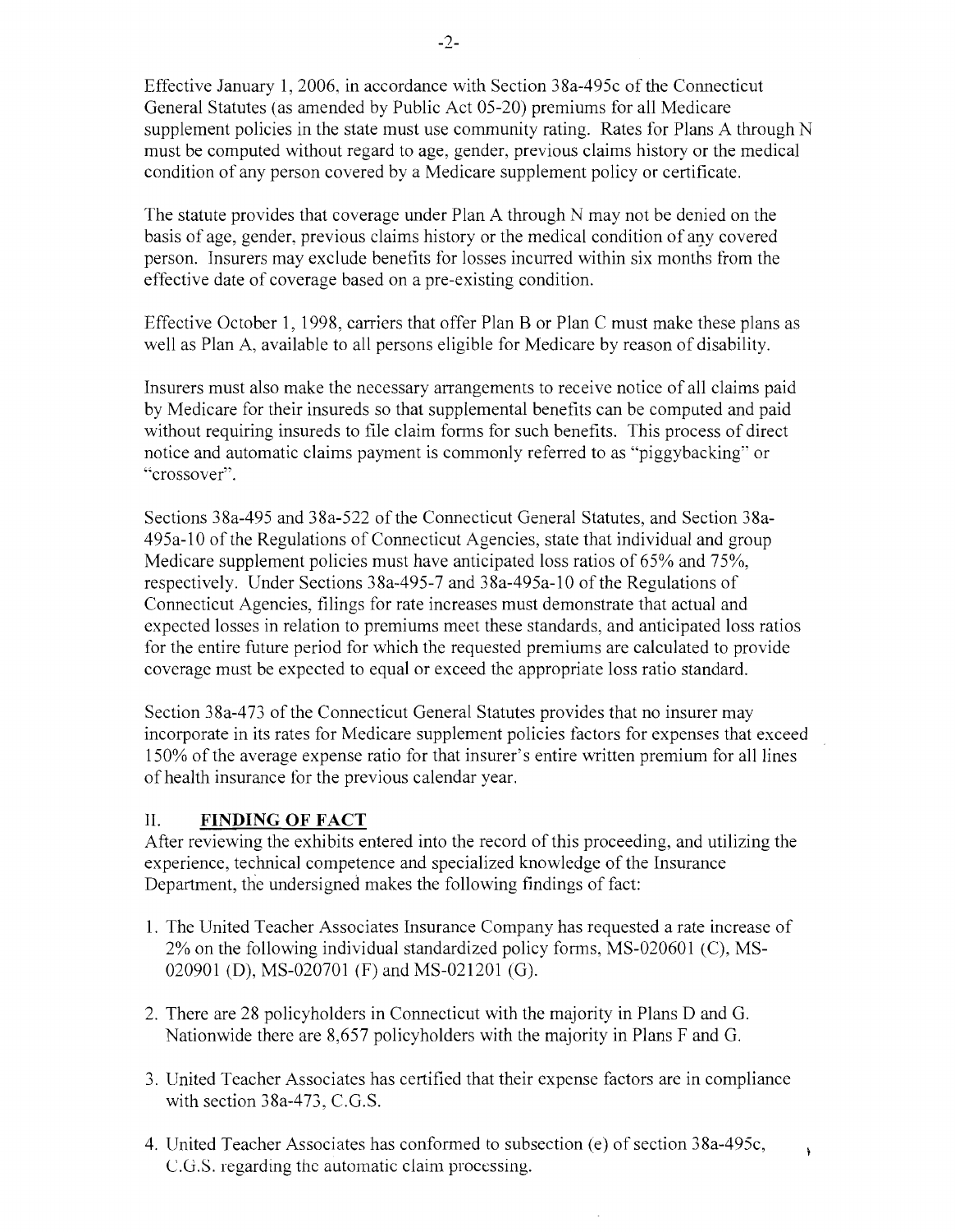Effective January 1, 2006, in accordance with Section 38a-495c of the Connecticut General Statutes (as amended by Public Act 05-20) premiums for all Medicare supplement policies in the state must use community rating. Rates for Plans A through N must be computed without regard to age, gender, previous claims history or the medical condition of any person covered by a Medicare supplement policy or certificate.

The statute provides that coverage under Plan A through N may not be denied on the basis of age, gender, previous claims history or the medical condition of any covered person. Insurers may exclude benefits for losses incurred within six months from the effective date of coverage based on a pre-existing condition.

Effective October 1, 1998, carriers that offer Plan B or Plan C must make these plans as well as Plan A, available to all persons eligible for Medicare by reason of disability.

Insurers must also make the necessary arrangements to receive notice of all claims paid by Medicare for their insureds so that supplemental benefits can be computed and paid without requiring insureds to file claim forms for such benefits. This process of direct notice and automatic claims payment is commonly referred to as "piggybacking" or "crossover".

Sections 38a-495 and 38a-522 of the Connecticut General Statutes, and Section 38a-495a-10 of the Regulations of Connecticut Agencies, state that individual and group Medicare supplement policies must have anticipated loss ratios of 65% and 75%, respectively. Under Sections 38a-495-7 and 38a-495a-10 of the Regulations of Connecticut Agencies, filings for rate increases must demonstrate that actual and expected losses in relation to premiums meet these standards, and anticipated loss ratios for the entire future period for which the requested premiums are calculated to provide coverage must be expected to equal or exceed the appropriate loss ratio standard.

Section 38a-473 of the Connecticut General Statutes provides that no insurer may incorporate in its rates for Medicare supplement policies factors for expenses that exceed 150% of the average expense ratio for that insurer's entire written premium for all lines of health insurance for the previous calendar year.

## II. FINDING OF FACT

After reviewing the exhibits entered into the record of this proceeding, and utilizing the experience, technical competence and specialized knowledge of the Insurance Department, the undersigned makes the following findings of fact:

1. The United Teacher Associates Insurance Company has requested a rate increase of 2% on the following individual standardized policy forms, MS-020601 (C), MS-020901 (D), MS-020701 (F) and MS-021201 (G).
2. There are 28 policyholders in Connecticut with the majority in Plans D and G. Nationwide there are 8,657 policyholders with the majority in Plans F and G.
3. United Teacher Associates has certified that their expense factors are in compliance with section 38a-473, C.G.S.
4. United Teacher Associates has conformed to subsection (e) of section 38a-495c, C.G.S. regarding the automatic claim processing.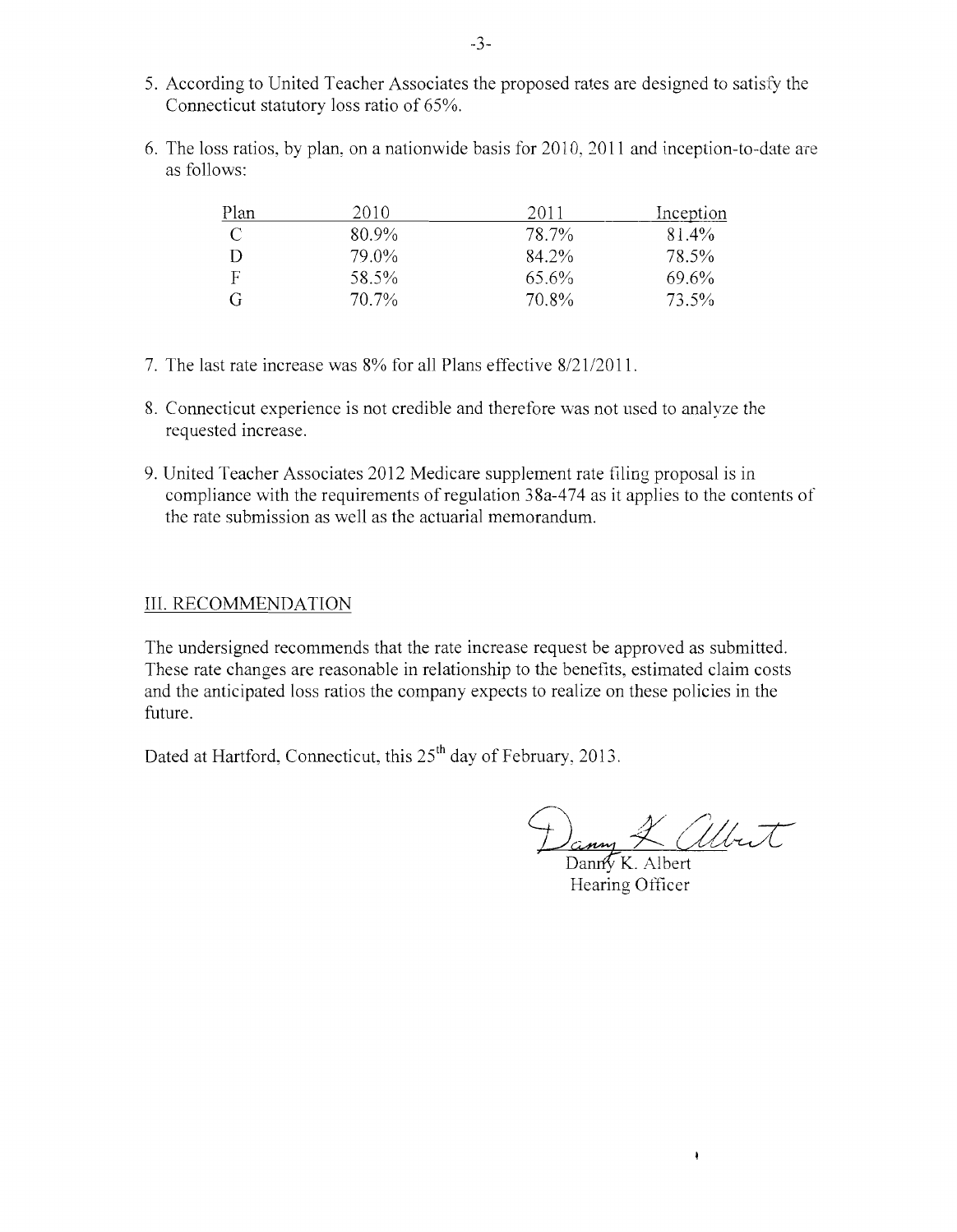5. According to United Teacher Associates the proposed rates are designed to satisfy the Connecticut statutory loss ratio of 65%.

6. The loss ratios, by plan, on a nationwide basis for 2010, 2011 and inception-to-date are as follows:

| Plan | 2010 | 2011 | Inception |
|---|---|---|---|
| C | 80.9% | 78.7% | 81.4% |
| D | 79.0% | 84.2% | 78.5% |
| F | 58.5% | 65.6% | 69.6% |
| G | 70.7% | 70.8% | 73.5% |

7. The last rate increase was 8% for all Plans effective 8/21/2011.

8. Connecticut experience is not credible and therefore was not used to analyze the requested increase.

9. United Teacher Associates 2012 Medicare supplement rate filing proposal is in compliance with the requirements of regulation 38a-474 as it applies to the contents of the rate submission as well as the actuarial memorandum.

## III. RECOMMENDATION

The undersigned recommends that the rate increase request be approved as submitted. These rate changes are reasonable in relationship to the benefits, estimated claim costs and the anticipated loss ratios the company expects to realize on these policies in the future.

Dated at Hartford, Connecticut, this 25th day of February, 2013.

Danny K. Albert
Hearing Officer